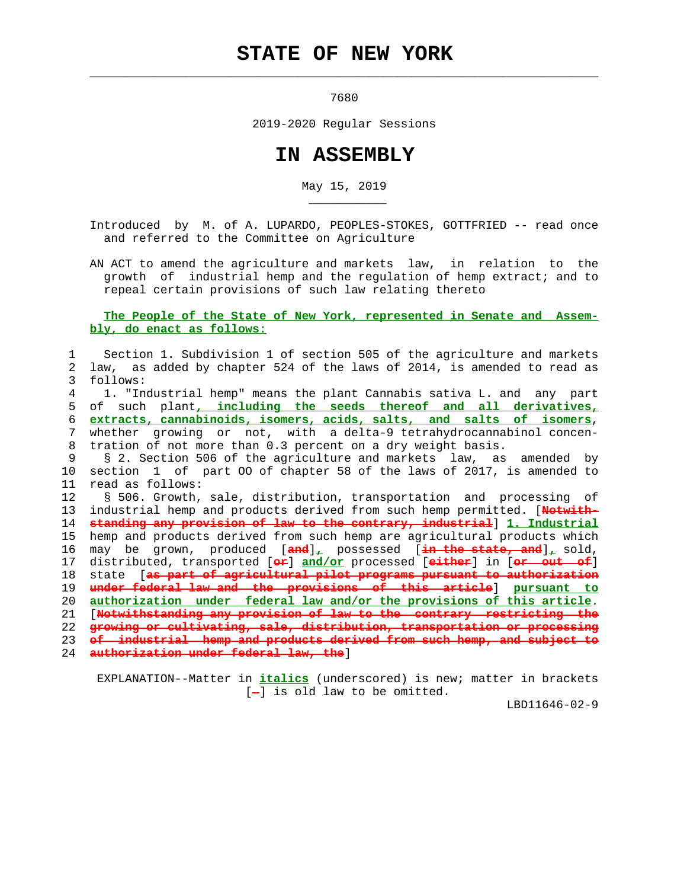# STATE OF NEW YORK

7680

2019-2020 Regular Sessions

# IN ASSEMBLY

May 15, 2019

Introduced by M. of A. LUPARDO, PEOPLES-STOKES, GOTTFRIED -- read once and referred to the Committee on Agriculture

AN ACT to amend the agriculture and markets law, in relation to the growth of industrial hemp and the regulation of hemp extract; and to repeal certain provisions of such law relating thereto

**The People of the State of New York, represented in Senate and Assembly, do enact as follows:**

1 Section 1. Subdivision 1 of section 505 of the agriculture and markets
2 law, as added by chapter 524 of the laws of 2014, is amended to read as
3 follows:
4 1. "Industrial hemp" means the plant Cannabis sativa L. and any part
5 of such plant**, including the seeds thereof and all derivatives,**
6 **extracts, cannabinoids, isomers, acids, salts, and salts of isomers**,
7 whether growing or not, with a delta-9 tetrahydrocannabinol concen-
8 tration of not more than 0.3 percent on a dry weight basis.
9 § 2. Section 506 of the agriculture and markets law, as amended by
10 section 1 of part OO of chapter 58 of the laws of 2017, is amended to
11 read as follows:
12 § 506. Growth, sale, distribution, transportation and processing of
13 industrial hemp and products derived from such hemp permitted. [~~Notwith-~~
14 ~~standing any provision of law to the contrary, industrial~~] **1. Industrial**
15 hemp and products derived from such hemp are agricultural products which
16 may be grown, produced [~~and~~]**,** possessed [~~in the state, and~~]**,** sold,
17 distributed, transported [~~or~~] **and/or** processed [~~either~~] in [~~or out of~~]
18 state [~~as part of agricultural pilot programs pursuant to authorization~~
19 ~~under federal law and the provisions of this article~~] **pursuant to**
20 **authorization under federal law and/or the provisions of this article**.
21 [~~Notwithstanding any provision of law to the contrary restricting the~~
22 ~~growing or cultivating, sale, distribution, transportation or processing~~
23 ~~of industrial hemp and products derived from such hemp, and subject to~~
24 ~~authorization under federal law, the~~]

EXPLANATION--Matter in **italics** (underscored) is new; matter in brackets [~~-~~] is old law to be omitted.

LBD11646-02-9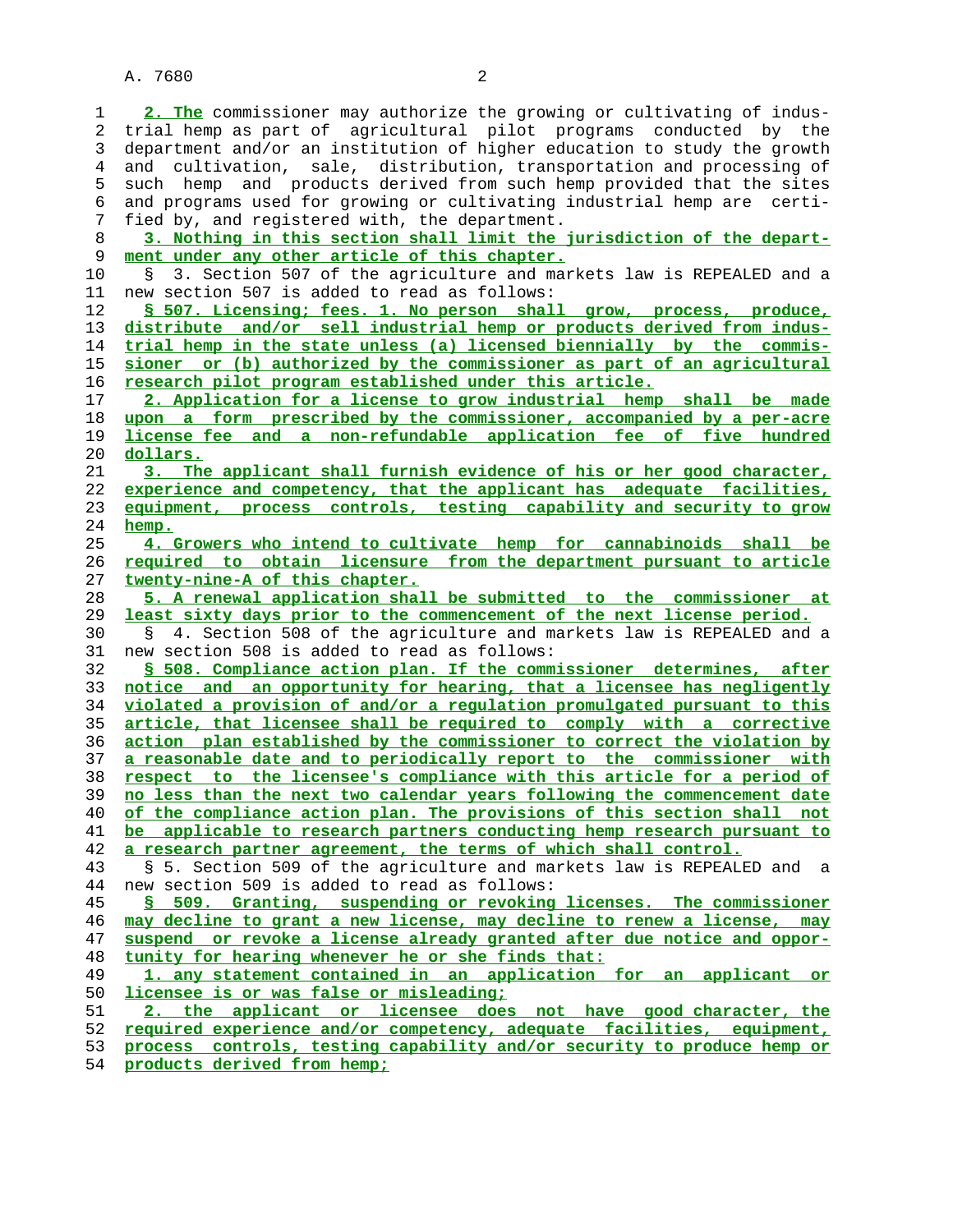**2. The** commissioner may authorize the growing or cultivating of industrial hemp as part of agricultural pilot programs conducted by the department and/or an institution of higher education to study the growth and cultivation, sale, distribution, transportation and processing of such hemp and products derived from such hemp provided that the sites and programs used for growing or cultivating industrial hemp are certified by, and registered with, the department.

**3. Nothing in this section shall limit the jurisdiction of the department under any other article of this chapter.**

§ 3. Section 507 of the agriculture and markets law is REPEALED and a new section 507 is added to read as follows:

**§ 507. Licensing; fees. 1. No person shall grow, process, produce, distribute and/or sell industrial hemp or products derived from industrial hemp in the state unless (a) licensed biennially by the commissioner or (b) authorized by the commissioner as part of an agricultural research pilot program established under this article.**

**2. Application for a license to grow industrial hemp shall be made upon a form prescribed by the commissioner, accompanied by a per-acre license fee and a non-refundable application fee of five hundred dollars.**

**3. The applicant shall furnish evidence of his or her good character, experience and competency, that the applicant has adequate facilities, equipment, process controls, testing capability and security to grow hemp.**

**4. Growers who intend to cultivate hemp for cannabinoids shall be required to obtain licensure from the department pursuant to article twenty-nine-A of this chapter.**

**5. A renewal application shall be submitted to the commissioner at least sixty days prior to the commencement of the next license period.**

§ 4. Section 508 of the agriculture and markets law is REPEALED and a new section 508 is added to read as follows:

**§ 508. Compliance action plan. If the commissioner determines, after notice and an opportunity for hearing, that a licensee has negligently violated a provision of and/or a regulation promulgated pursuant to this article, that licensee shall be required to comply with a corrective action plan established by the commissioner to correct the violation by a reasonable date and to periodically report to the commissioner with respect to the licensee's compliance with this article for a period of no less than the next two calendar years following the commencement date of the compliance action plan. The provisions of this section shall not be applicable to research partners conducting hemp research pursuant to a research partner agreement, the terms of which shall control.**

§ 5. Section 509 of the agriculture and markets law is REPEALED and a new section 509 is added to read as follows:

**§ 509. Granting, suspending or revoking licenses. The commissioner may decline to grant a new license, may decline to renew a license, may suspend or revoke a license already granted after due notice and opportunity for hearing whenever he or she finds that:**

**1. any statement contained in an application for an applicant or licensee is or was false or misleading;**

**2. the applicant or licensee does not have good character, the required experience and/or competency, adequate facilities, equipment, process controls, testing capability and/or security to produce hemp or products derived from hemp;**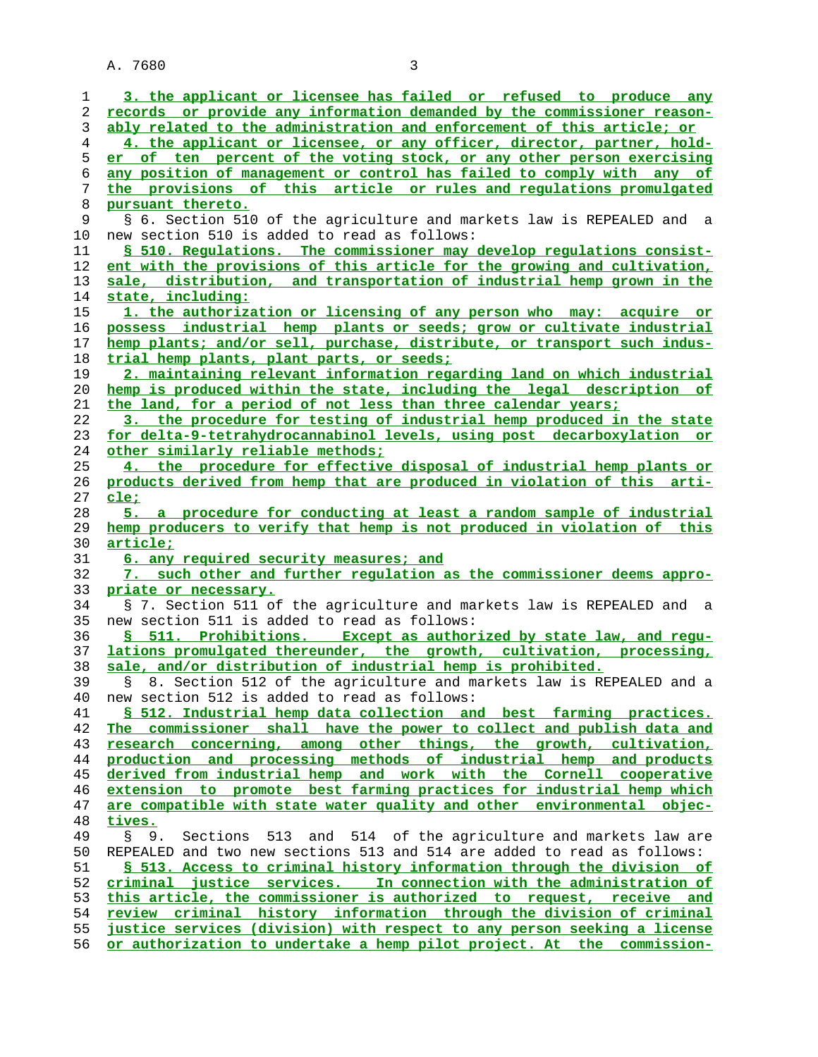3. the applicant or licensee has failed or refused to produce any records or provide any information demanded by the commissioner reasonably related to the administration and enforcement of this article; or

4. the applicant or licensee, or any officer, director, partner, holder of ten percent of the voting stock, or any other person exercising any position of management or control has failed to comply with any of the provisions of this article or rules and regulations promulgated pursuant thereto.

§ 6. Section 510 of the agriculture and markets law is REPEALED and a new section 510 is added to read as follows:

§ 510. Regulations. The commissioner may develop regulations consistent with the provisions of this article for the growing and cultivation, sale, distribution, and transportation of industrial hemp grown in the state, including:

1. the authorization or licensing of any person who may: acquire or possess industrial hemp plants or seeds; grow or cultivate industrial hemp plants; and/or sell, purchase, distribute, or transport such industrial hemp plants, plant parts, or seeds;

2. maintaining relevant information regarding land on which industrial hemp is produced within the state, including the legal description of the land, for a period of not less than three calendar years;

3. the procedure for testing of industrial hemp produced in the state for delta-9-tetrahydrocannabinol levels, using post decarboxylation or other similarly reliable methods;

4. the procedure for effective disposal of industrial hemp plants or products derived from hemp that are produced in violation of this article;

5. a procedure for conducting at least a random sample of industrial hemp producers to verify that hemp is not produced in violation of this article;

6. any required security measures; and

7. such other and further regulation as the commissioner deems appropriate or necessary.

§ 7. Section 511 of the agriculture and markets law is REPEALED and a new section 511 is added to read as follows:

§ 511. Prohibitions. Except as authorized by state law, and regulations promulgated thereunder, the growth, cultivation, processing, sale, and/or distribution of industrial hemp is prohibited.

§ 8. Section 512 of the agriculture and markets law is REPEALED and a new section 512 is added to read as follows:

§ 512. Industrial hemp data collection and best farming practices. The commissioner shall have the power to collect and publish data and research concerning, among other things, the growth, cultivation, production and processing methods of industrial hemp and products derived from industrial hemp and work with the Cornell cooperative extension to promote best farming practices for industrial hemp which are compatible with state water quality and other environmental objectives.

§ 9. Sections 513 and 514 of the agriculture and markets law are REPEALED and two new sections 513 and 514 are added to read as follows:

§ 513. Access to criminal history information through the division of criminal justice services. In connection with the administration of this article, the commissioner is authorized to request, receive and review criminal history information through the division of criminal justice services (division) with respect to any person seeking a license or authorization to undertake a hemp pilot project. At the commission-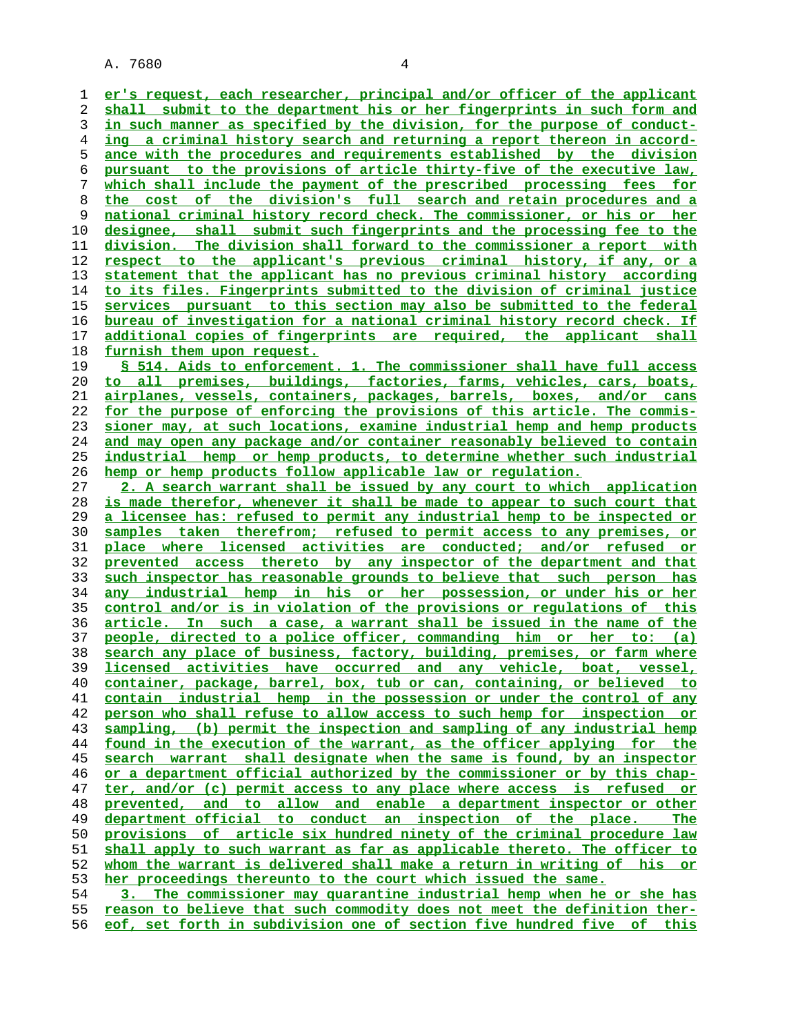er's request, each researcher, principal and/or officer of the applicant shall submit to the department his or her fingerprints in such form and in such manner as specified by the division, for the purpose of conducting a criminal history search and returning a report thereon in accordance with the procedures and requirements established by the division pursuant to the provisions of article thirty-five of the executive law, which shall include the payment of the prescribed processing fees for the cost of the division's full search and retain procedures and a national criminal history record check. The commissioner, or his or her designee, shall submit such fingerprints and the processing fee to the division. The division shall forward to the commissioner a report with respect to the applicant's previous criminal history, if any, or a statement that the applicant has no previous criminal history according to its files. Fingerprints submitted to the division of criminal justice services pursuant to this section may also be submitted to the federal bureau of investigation for a national criminal history record check. If additional copies of fingerprints are required, the applicant shall furnish them upon request.

§ 514. Aids to enforcement. 1. The commissioner shall have full access to all premises, buildings, factories, farms, vehicles, cars, boats, airplanes, vessels, containers, packages, barrels, boxes, and/or cans for the purpose of enforcing the provisions of this article. The commissioner may, at such locations, examine industrial hemp and hemp products and may open any package and/or container reasonably believed to contain industrial hemp or hemp products, to determine whether such industrial hemp or hemp products follow applicable law or regulation.

2. A search warrant shall be issued by any court to which application is made therefor, whenever it shall be made to appear to such court that a licensee has: refused to permit any industrial hemp to be inspected or samples taken therefrom; refused to permit access to any premises, or place where licensed activities are conducted; and/or refused or prevented access thereto by any inspector of the department and that such inspector has reasonable grounds to believe that such person has any industrial hemp in his or her possession, or under his or her control and/or is in violation of the provisions or regulations of this article. In such a case, a warrant shall be issued in the name of the people, directed to a police officer, commanding him or her to: (a) search any place of business, factory, building, premises, or farm where licensed activities have occurred and any vehicle, boat, vessel, container, package, barrel, box, tub or can, containing, or believed to contain industrial hemp in the possession or under the control of any person who shall refuse to allow access to such hemp for inspection or sampling, (b) permit the inspection and sampling of any industrial hemp found in the execution of the warrant, as the officer applying for the search warrant shall designate when the same is found, by an inspector or a department official authorized by the commissioner or by this chapter, and/or (c) permit access to any place where access is refused or prevented, and to allow and enable a department inspector or other department official to conduct an inspection of the place. The provisions of article six hundred ninety of the criminal procedure law shall apply to such warrant as far as applicable thereto. The officer to whom the warrant is delivered shall make a return in writing of his or her proceedings thereunto to the court which issued the same.

3. The commissioner may quarantine industrial hemp when he or she has reason to believe that such commodity does not meet the definition thereof, set forth in subdivision one of section five hundred five of this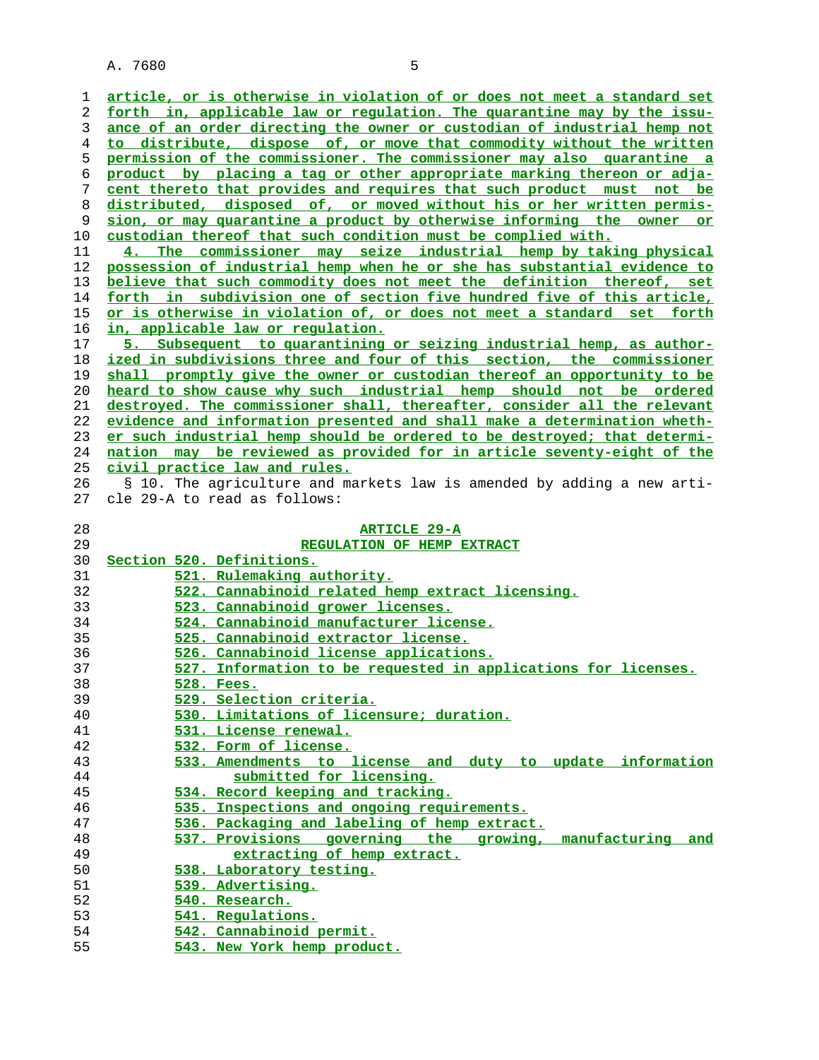article, or is otherwise in violation of or does not meet a standard set forth in, applicable law or regulation. The quarantine may by the issuance of an order directing the owner or custodian of industrial hemp not to distribute, dispose of, or move that commodity without the written permission of the commissioner. The commissioner may also quarantine a product by placing a tag or other appropriate marking thereon or adjacent thereto that provides and requires that such product must not be distributed, disposed of, or moved without his or her written permission, or may quarantine a product by otherwise informing the owner or custodian thereof that such condition must be complied with.

4. The commissioner may seize industrial hemp by taking physical possession of industrial hemp when he or she has substantial evidence to believe that such commodity does not meet the definition thereof, set forth in subdivision one of section five hundred five of this article, or is otherwise in violation of, or does not meet a standard set forth in, applicable law or regulation.

5. Subsequent to quarantining or seizing industrial hemp, as authorized in subdivisions three and four of this section, the commissioner shall promptly give the owner or custodian thereof an opportunity to be heard to show cause why such industrial hemp should not be ordered destroyed. The commissioner shall, thereafter, consider all the relevant evidence and information presented and shall make a determination whether such industrial hemp should be ordered to be destroyed; that determination may be reviewed as provided for in article seventy-eight of the civil practice law and rules.

§ 10. The agriculture and markets law is amended by adding a new article 29-A to read as follows:

## ARTICLE 29-A
## REGULATION OF HEMP EXTRACT

Section 520. Definitions.
521. Rulemaking authority.
522. Cannabinoid related hemp extract licensing.
523. Cannabinoid grower licenses.
524. Cannabinoid manufacturer license.
525. Cannabinoid extractor license.
526. Cannabinoid license applications.
527. Information to be requested in applications for licenses.
528. Fees.
529. Selection criteria.
530. Limitations of licensure; duration.
531. License renewal.
532. Form of license.
533. Amendments to license and duty to update information submitted for licensing.
534. Record keeping and tracking.
535. Inspections and ongoing requirements.
536. Packaging and labeling of hemp extract.
537. Provisions governing the growing, manufacturing and extracting of hemp extract.
538. Laboratory testing.
539. Advertising.
540. Research.
541. Regulations.
542. Cannabinoid permit.
543. New York hemp product.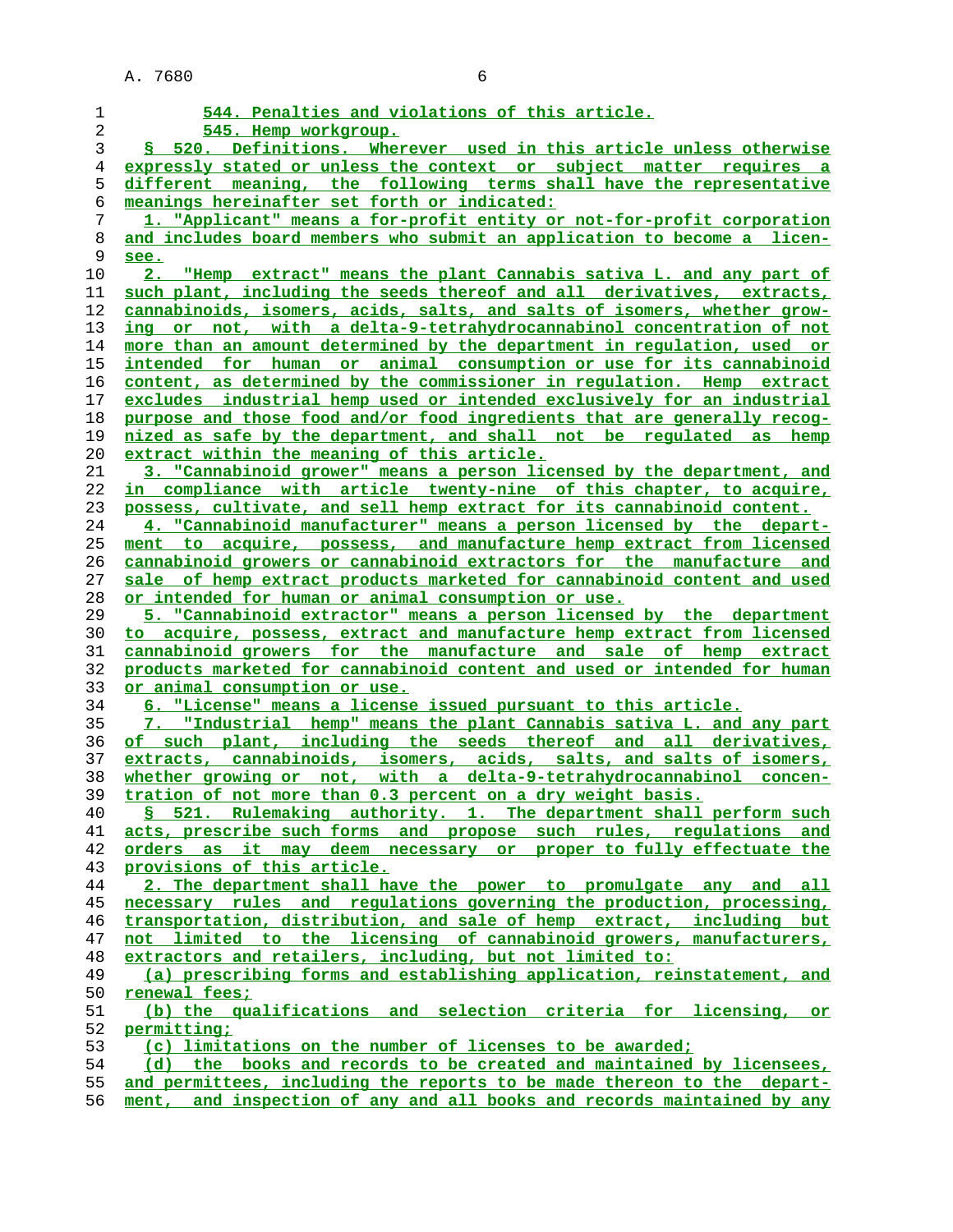544. Penalties and violations of this article.

545. Hemp workgroup.

§ 520. Definitions. Wherever used in this article unless otherwise expressly stated or unless the context or subject matter requires a different meaning, the following terms shall have the representative meanings hereinafter set forth or indicated:

1. "Applicant" means a for-profit entity or not-for-profit corporation and includes board members who submit an application to become a licensee.

2. "Hemp extract" means the plant Cannabis sativa L. and any part of such plant, including the seeds thereof and all derivatives, extracts, cannabinoids, isomers, acids, salts, and salts of isomers, whether growing or not, with a delta-9-tetrahydrocannabinol concentration of not more than an amount determined by the department in regulation, used or intended for human or animal consumption or use for its cannabinoid content, as determined by the commissioner in regulation. Hemp extract excludes industrial hemp used or intended exclusively for an industrial purpose and those food and/or food ingredients that are generally recognized as safe by the department, and shall not be regulated as hemp extract within the meaning of this article.

3. "Cannabinoid grower" means a person licensed by the department, and in compliance with article twenty-nine of this chapter, to acquire, possess, cultivate, and sell hemp extract for its cannabinoid content.

4. "Cannabinoid manufacturer" means a person licensed by the department to acquire, possess, and manufacture hemp extract from licensed cannabinoid growers or cannabinoid extractors for the manufacture and sale of hemp extract products marketed for cannabinoid content and used or intended for human or animal consumption or use.

5. "Cannabinoid extractor" means a person licensed by the department to acquire, possess, extract and manufacture hemp extract from licensed cannabinoid growers for the manufacture and sale of hemp extract products marketed for cannabinoid content and used or intended for human or animal consumption or use.

6. "License" means a license issued pursuant to this article.

7. "Industrial hemp" means the plant Cannabis sativa L. and any part of such plant, including the seeds thereof and all derivatives, extracts, cannabinoids, isomers, acids, salts, and salts of isomers, whether growing or not, with a delta-9-tetrahydrocannabinol concentration of not more than 0.3 percent on a dry weight basis.

§ 521. Rulemaking authority. 1. The department shall perform such acts, prescribe such forms and propose such rules, regulations and orders as it may deem necessary or proper to fully effectuate the provisions of this article.

2. The department shall have the power to promulgate any and all necessary rules and regulations governing the production, processing, transportation, distribution, and sale of hemp extract, including but not limited to the licensing of cannabinoid growers, manufacturers, extractors and retailers, including, but not limited to:

(a) prescribing forms and establishing application, reinstatement, and renewal fees;

(b) the qualifications and selection criteria for licensing, or permitting;

(c) limitations on the number of licenses to be awarded;

(d) the books and records to be created and maintained by licensees, and permittees, including the reports to be made thereon to the department, and inspection of any and all books and records maintained by any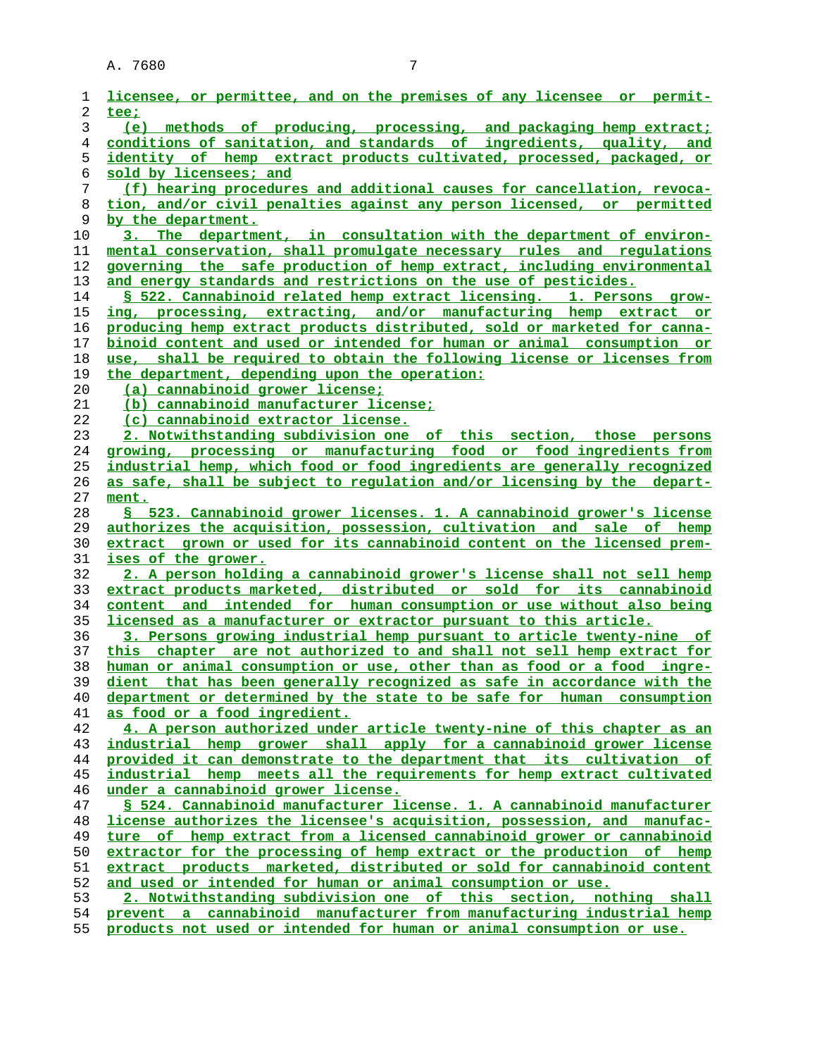licensee, or permittee, and on the premises of any licensee or permittee;

(e) methods of producing, processing, and packaging hemp extract; conditions of sanitation, and standards of ingredients, quality, and identity of hemp extract products cultivated, processed, packaged, or sold by licensees; and

(f) hearing procedures and additional causes for cancellation, revocation, and/or civil penalties against any person licensed, or permitted by the department.

3. The department, in consultation with the department of environmental conservation, shall promulgate necessary rules and regulations governing the safe production of hemp extract, including environmental and energy standards and restrictions on the use of pesticides.

§ 522. Cannabinoid related hemp extract licensing. 1. Persons growing, processing, extracting, and/or manufacturing hemp extract or producing hemp extract products distributed, sold or marketed for cannabinoid content and used or intended for human or animal consumption or use, shall be required to obtain the following license or licenses from the department, depending upon the operation:

(a) cannabinoid grower license;

(b) cannabinoid manufacturer license;

(c) cannabinoid extractor license.

2. Notwithstanding subdivision one of this section, those persons growing, processing or manufacturing food or food ingredients from industrial hemp, which food or food ingredients are generally recognized as safe, shall be subject to regulation and/or licensing by the department.

§ 523. Cannabinoid grower licenses. 1. A cannabinoid grower's license authorizes the acquisition, possession, cultivation and sale of hemp extract grown or used for its cannabinoid content on the licensed premises of the grower.

2. A person holding a cannabinoid grower's license shall not sell hemp extract products marketed, distributed or sold for its cannabinoid content and intended for human consumption or use without also being licensed as a manufacturer or extractor pursuant to this article.

3. Persons growing industrial hemp pursuant to article twenty-nine of this chapter are not authorized to and shall not sell hemp extract for human or animal consumption or use, other than as food or a food ingredient that has been generally recognized as safe in accordance with the department or determined by the state to be safe for human consumption as food or a food ingredient.

4. A person authorized under article twenty-nine of this chapter as an industrial hemp grower shall apply for a cannabinoid grower license provided it can demonstrate to the department that its cultivation of industrial hemp meets all the requirements for hemp extract cultivated under a cannabinoid grower license.

§ 524. Cannabinoid manufacturer license. 1. A cannabinoid manufacturer license authorizes the licensee's acquisition, possession, and manufacture of hemp extract from a licensed cannabinoid grower or cannabinoid extractor for the processing of hemp extract or the production of hemp extract products marketed, distributed or sold for cannabinoid content and used or intended for human or animal consumption or use.

2. Notwithstanding subdivision one of this section, nothing shall prevent a cannabinoid manufacturer from manufacturing industrial hemp products not used or intended for human or animal consumption or use.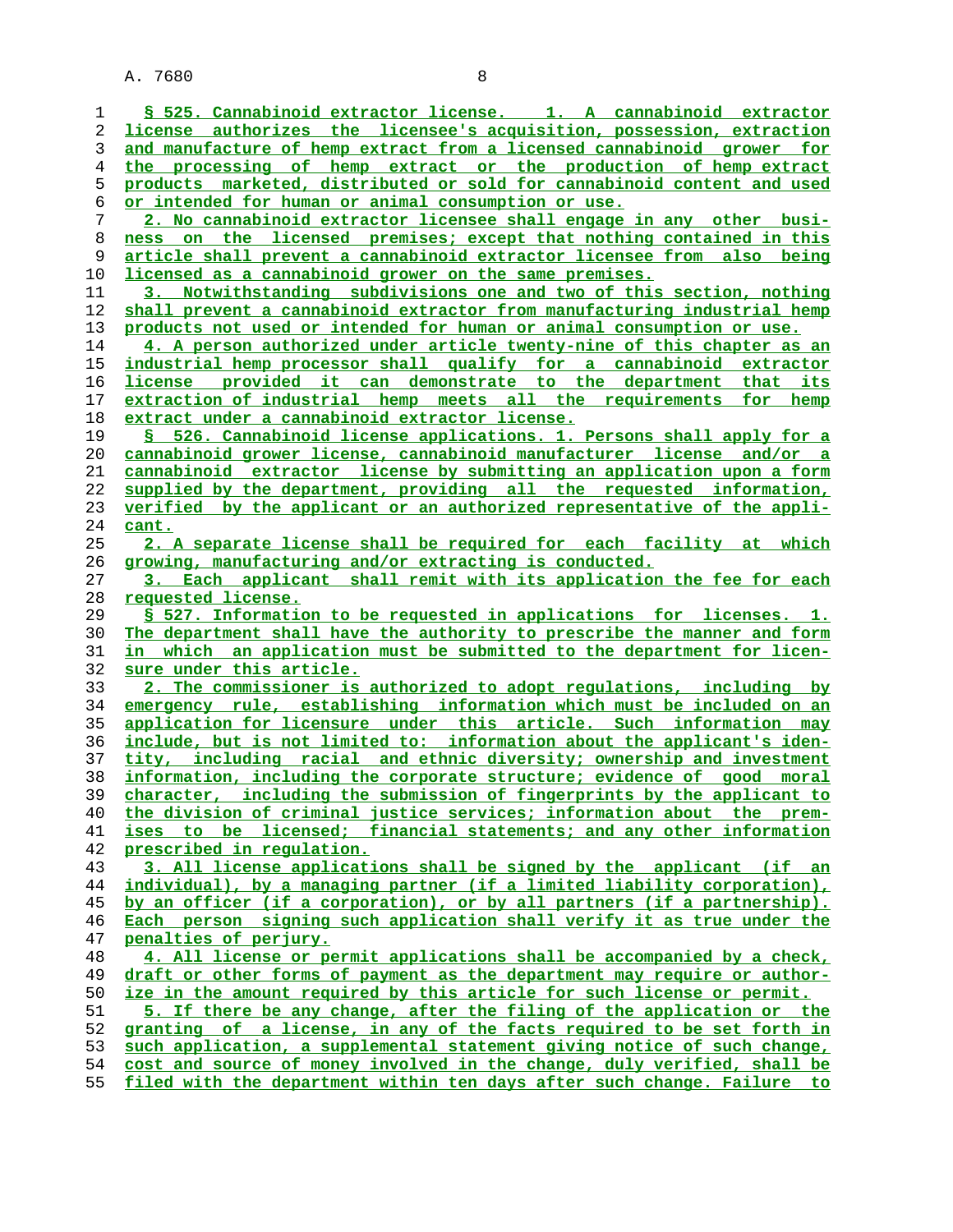§ 525. Cannabinoid extractor license. 1. A cannabinoid extractor license authorizes the licensee's acquisition, possession, extraction and manufacture of hemp extract from a licensed cannabinoid grower for the processing of hemp extract or the production of hemp extract products marketed, distributed or sold for cannabinoid content and used or intended for human or animal consumption or use.

2. No cannabinoid extractor licensee shall engage in any other business on the licensed premises; except that nothing contained in this article shall prevent a cannabinoid extractor licensee from also being licensed as a cannabinoid grower on the same premises.

3. Notwithstanding subdivisions one and two of this section, nothing shall prevent a cannabinoid extractor from manufacturing industrial hemp products not used or intended for human or animal consumption or use.

4. A person authorized under article twenty-nine of this chapter as an industrial hemp processor shall qualify for a cannabinoid extractor license provided it can demonstrate to the department that its extraction of industrial hemp meets all the requirements for hemp extract under a cannabinoid extractor license.

§ 526. Cannabinoid license applications. 1. Persons shall apply for a cannabinoid grower license, cannabinoid manufacturer license and/or a cannabinoid extractor license by submitting an application upon a form supplied by the department, providing all the requested information, verified by the applicant or an authorized representative of the applicant.

2. A separate license shall be required for each facility at which growing, manufacturing and/or extracting is conducted.

3. Each applicant shall remit with its application the fee for each requested license.

§ 527. Information to be requested in applications for licenses. 1. The department shall have the authority to prescribe the manner and form in which an application must be submitted to the department for licensure under this article.

2. The commissioner is authorized to adopt regulations, including by emergency rule, establishing information which must be included on an application for licensure under this article. Such information may include, but is not limited to: information about the applicant's identity, including racial and ethnic diversity; ownership and investment information, including the corporate structure; evidence of good moral character, including the submission of fingerprints by the applicant to the division of criminal justice services; information about the premises to be licensed; financial statements; and any other information prescribed in regulation.

3. All license applications shall be signed by the applicant (if an individual), by a managing partner (if a limited liability corporation), by an officer (if a corporation), or by all partners (if a partnership). Each person signing such application shall verify it as true under the penalties of perjury.

4. All license or permit applications shall be accompanied by a check, draft or other forms of payment as the department may require or authorize in the amount required by this article for such license or permit.

5. If there be any change, after the filing of the application or the granting of a license, in any of the facts required to be set forth in such application, a supplemental statement giving notice of such change, cost and source of money involved in the change, duly verified, shall be filed with the department within ten days after such change. Failure to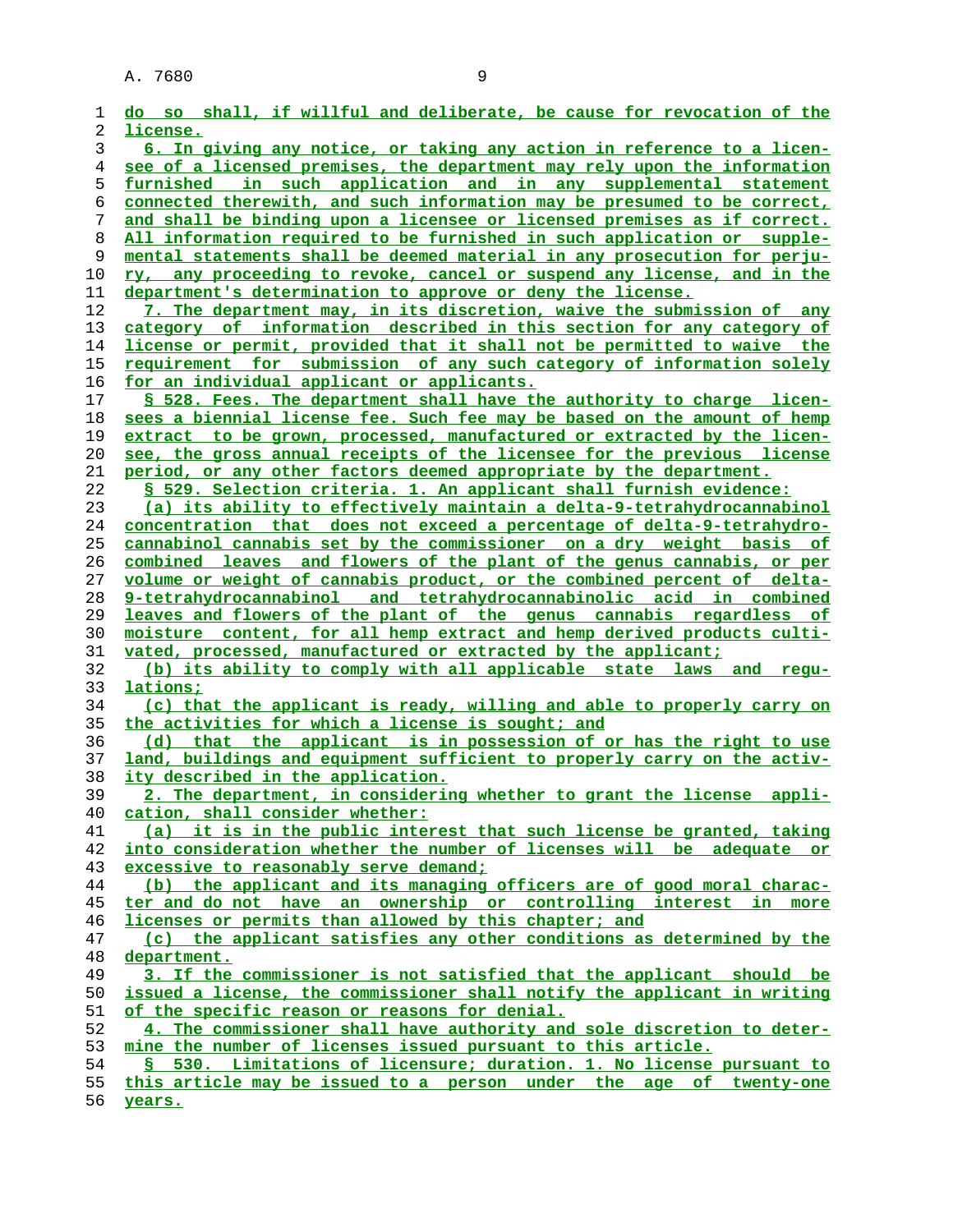do so shall, if willful and deliberate, be cause for revocation of the license.

6. In giving any notice, or taking any action in reference to a licensee of a licensed premises, the department may rely upon the information furnished in such application and in any supplemental statement connected therewith, and such information may be presumed to be correct, and shall be binding upon a licensee or licensed premises as if correct. All information required to be furnished in such application or supplemental statements shall be deemed material in any prosecution for perjury, any proceeding to revoke, cancel or suspend any license, and in the department's determination to approve or deny the license.

7. The department may, in its discretion, waive the submission of any category of information described in this section for any category of license or permit, provided that it shall not be permitted to waive the requirement for submission of any such category of information solely for an individual applicant or applicants.

§ 528. Fees. The department shall have the authority to charge licensees a biennial license fee. Such fee may be based on the amount of hemp extract to be grown, processed, manufactured or extracted by the licensee, the gross annual receipts of the licensee for the previous license period, or any other factors deemed appropriate by the department.

§ 529. Selection criteria. 1. An applicant shall furnish evidence:

(a) its ability to effectively maintain a delta-9-tetrahydrocannabinol concentration that does not exceed a percentage of delta-9-tetrahydrocannabinol cannabis set by the commissioner on a dry weight basis of combined leaves and flowers of the plant of the genus cannabis, or per volume or weight of cannabis product, or the combined percent of delta-9-tetrahydrocannabinol and tetrahydrocannabinolic acid in combined leaves and flowers of the plant of the genus cannabis regardless of moisture content, for all hemp extract and hemp derived products cultivated, processed, manufactured or extracted by the applicant;

(b) its ability to comply with all applicable state laws and regulations;

(c) that the applicant is ready, willing and able to properly carry on the activities for which a license is sought; and

(d) that the applicant is in possession of or has the right to use land, buildings and equipment sufficient to properly carry on the activity described in the application.

2. The department, in considering whether to grant the license application, shall consider whether:

(a) it is in the public interest that such license be granted, taking into consideration whether the number of licenses will be adequate or excessive to reasonably serve demand;

(b) the applicant and its managing officers are of good moral character and do not have an ownership or controlling interest in more licenses or permits than allowed by this chapter; and

(c) the applicant satisfies any other conditions as determined by the department.

3. If the commissioner is not satisfied that the applicant should be issued a license, the commissioner shall notify the applicant in writing of the specific reason or reasons for denial.

4. The commissioner shall have authority and sole discretion to determine the number of licenses issued pursuant to this article.

§ 530. Limitations of licensure; duration. 1. No license pursuant to this article may be issued to a person under the age of twenty-one years.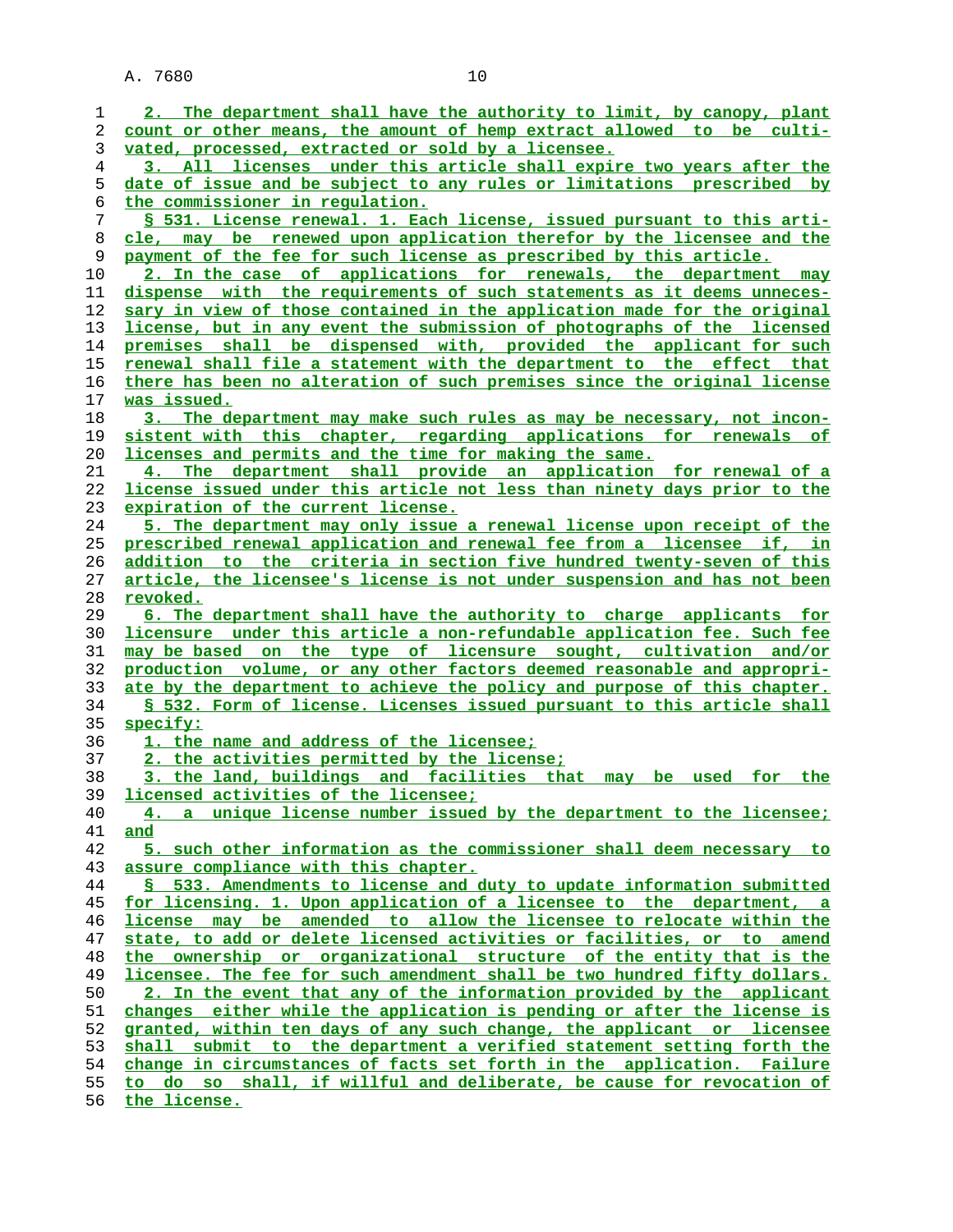2. The department shall have the authority to limit, by canopy, plant count or other means, the amount of hemp extract allowed to be cultivated, processed, extracted or sold by a licensee.

3. All licenses under this article shall expire two years after the date of issue and be subject to any rules or limitations prescribed by the commissioner in regulation.

§ 531. License renewal. 1. Each license, issued pursuant to this article, may be renewed upon application therefor by the licensee and the payment of the fee for such license as prescribed by this article.

2. In the case of applications for renewals, the department may dispense with the requirements of such statements as it deems unnecessary in view of those contained in the application made for the original license, but in any event the submission of photographs of the licensed premises shall be dispensed with, provided the applicant for such renewal shall file a statement with the department to the effect that there has been no alteration of such premises since the original license was issued.

3. The department may make such rules as may be necessary, not inconsistent with this chapter, regarding applications for renewals of licenses and permits and the time for making the same.

4. The department shall provide an application for renewal of a license issued under this article not less than ninety days prior to the expiration of the current license.

5. The department may only issue a renewal license upon receipt of the prescribed renewal application and renewal fee from a licensee if, in addition to the criteria in section five hundred twenty-seven of this article, the licensee's license is not under suspension and has not been revoked.

6. The department shall have the authority to charge applicants for licensure under this article a non-refundable application fee. Such fee may be based on the type of licensure sought, cultivation and/or production volume, or any other factors deemed reasonable and appropriate by the department to achieve the policy and purpose of this chapter.

§ 532. Form of license. Licenses issued pursuant to this article shall specify:

1. the name and address of the licensee;

2. the activities permitted by the license;

3. the land, buildings and facilities that may be used for the licensed activities of the licensee;

4. a unique license number issued by the department to the licensee; and

5. such other information as the commissioner shall deem necessary to assure compliance with this chapter.

§ 533. Amendments to license and duty to update information submitted for licensing. 1. Upon application of a licensee to the department, a license may be amended to allow the licensee to relocate within the state, to add or delete licensed activities or facilities, or to amend the ownership or organizational structure of the entity that is the licensee. The fee for such amendment shall be two hundred fifty dollars.

2. In the event that any of the information provided by the applicant changes either while the application is pending or after the license is granted, within ten days of any such change, the applicant or licensee shall submit to the department a verified statement setting forth the change in circumstances of facts set forth in the application. Failure to do so shall, if willful and deliberate, be cause for revocation of the license.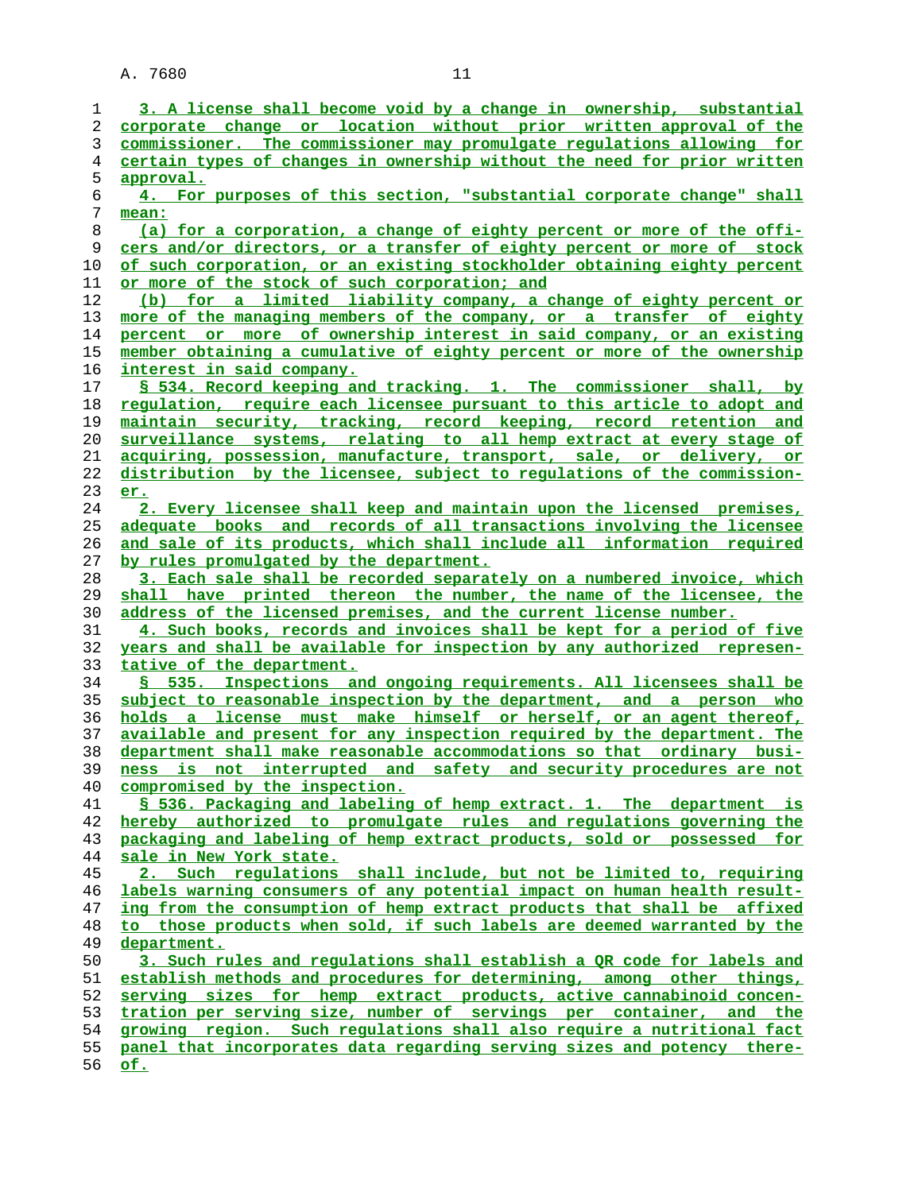3. A license shall become void by a change in ownership, substantial corporate change or location without prior written approval of the commissioner. The commissioner may promulgate regulations allowing for certain types of changes in ownership without the need for prior written approval.

4. For purposes of this section, "substantial corporate change" shall mean:

(a) for a corporation, a change of eighty percent or more of the officers and/or directors, or a transfer of eighty percent or more of stock of such corporation, or an existing stockholder obtaining eighty percent or more of the stock of such corporation; and

(b) for a limited liability company, a change of eighty percent or more of the managing members of the company, or a transfer of eighty percent or more of ownership interest in said company, or an existing member obtaining a cumulative of eighty percent or more of the ownership interest in said company.

§ 534. Record keeping and tracking. 1. The commissioner shall, by regulation, require each licensee pursuant to this article to adopt and maintain security, tracking, record keeping, record retention and surveillance systems, relating to all hemp extract at every stage of acquiring, possession, manufacture, transport, sale, or delivery, or distribution by the licensee, subject to regulations of the commissioner.

2. Every licensee shall keep and maintain upon the licensed premises, adequate books and records of all transactions involving the licensee and sale of its products, which shall include all information required by rules promulgated by the department.

3. Each sale shall be recorded separately on a numbered invoice, which shall have printed thereon the number, the name of the licensee, the address of the licensed premises, and the current license number.

4. Such books, records and invoices shall be kept for a period of five years and shall be available for inspection by any authorized representative of the department.

§ 535. Inspections and ongoing requirements. All licensees shall be subject to reasonable inspection by the department, and a person who holds a license must make himself or herself, or an agent thereof, available and present for any inspection required by the department. The department shall make reasonable accommodations so that ordinary business is not interrupted and safety and security procedures are not compromised by the inspection.

§ 536. Packaging and labeling of hemp extract. 1. The department is hereby authorized to promulgate rules and regulations governing the packaging and labeling of hemp extract products, sold or possessed for sale in New York state.

2. Such regulations shall include, but not be limited to, requiring labels warning consumers of any potential impact on human health resulting from the consumption of hemp extract products that shall be affixed to those products when sold, if such labels are deemed warranted by the department.

3. Such rules and regulations shall establish a QR code for labels and establish methods and procedures for determining, among other things, serving sizes for hemp extract products, active cannabinoid concentration per serving size, number of servings per container, and the growing region. Such regulations shall also require a nutritional fact panel that incorporates data regarding serving sizes and potency thereof.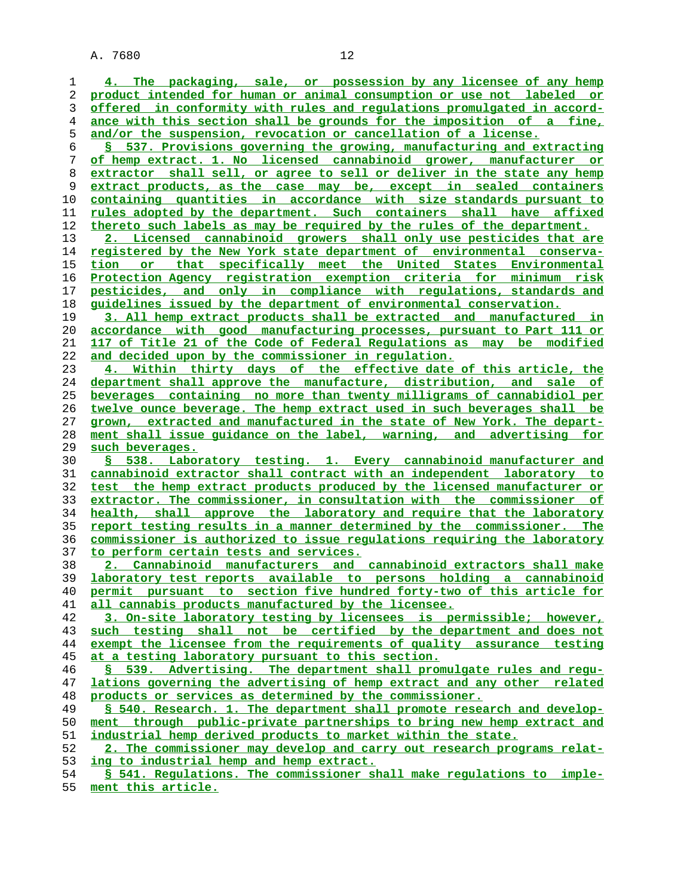4. The packaging, sale, or possession by any licensee of any hemp product intended for human or animal consumption or use not labeled or offered in conformity with rules and regulations promulgated in accordance with this section shall be grounds for the imposition of a fine, and/or the suspension, revocation or cancellation of a license.

§ 537. Provisions governing the growing, manufacturing and extracting of hemp extract. 1. No licensed cannabinoid grower, manufacturer or extractor shall sell, or agree to sell or deliver in the state any hemp extract products, as the case may be, except in sealed containers containing quantities in accordance with size standards pursuant to rules adopted by the department. Such containers shall have affixed thereto such labels as may be required by the rules of the department.

2. Licensed cannabinoid growers shall only use pesticides that are registered by the New York state department of environmental conservation or that specifically meet the United States Environmental Protection Agency registration exemption criteria for minimum risk pesticides, and only in compliance with regulations, standards and guidelines issued by the department of environmental conservation.

3. All hemp extract products shall be extracted and manufactured in accordance with good manufacturing processes, pursuant to Part 111 or 117 of Title 21 of the Code of Federal Regulations as may be modified and decided upon by the commissioner in regulation.

4. Within thirty days of the effective date of this article, the department shall approve the manufacture, distribution, and sale of beverages containing no more than twenty milligrams of cannabidiol per twelve ounce beverage. The hemp extract used in such beverages shall be grown, extracted and manufactured in the state of New York. The department shall issue guidance on the label, warning, and advertising for such beverages.

§ 538. Laboratory testing. 1. Every cannabinoid manufacturer and cannabinoid extractor shall contract with an independent laboratory to test the hemp extract products produced by the licensed manufacturer or extractor. The commissioner, in consultation with the commissioner of health, shall approve the laboratory and require that the laboratory report testing results in a manner determined by the commissioner. The commissioner is authorized to issue regulations requiring the laboratory to perform certain tests and services.

2. Cannabinoid manufacturers and cannabinoid extractors shall make laboratory test reports available to persons holding a cannabinoid permit pursuant to section five hundred forty-two of this article for all cannabis products manufactured by the licensee.

3. On-site laboratory testing by licensees is permissible; however, such testing shall not be certified by the department and does not exempt the licensee from the requirements of quality assurance testing at a testing laboratory pursuant to this section.

§ 539. Advertising. The department shall promulgate rules and regulations governing the advertising of hemp extract and any other related products or services as determined by the commissioner.

§ 540. Research. 1. The department shall promote research and development through public-private partnerships to bring new hemp extract and industrial hemp derived products to market within the state.

2. The commissioner may develop and carry out research programs relating to industrial hemp and hemp extract.

§ 541. Regulations. The commissioner shall make regulations to implement this article.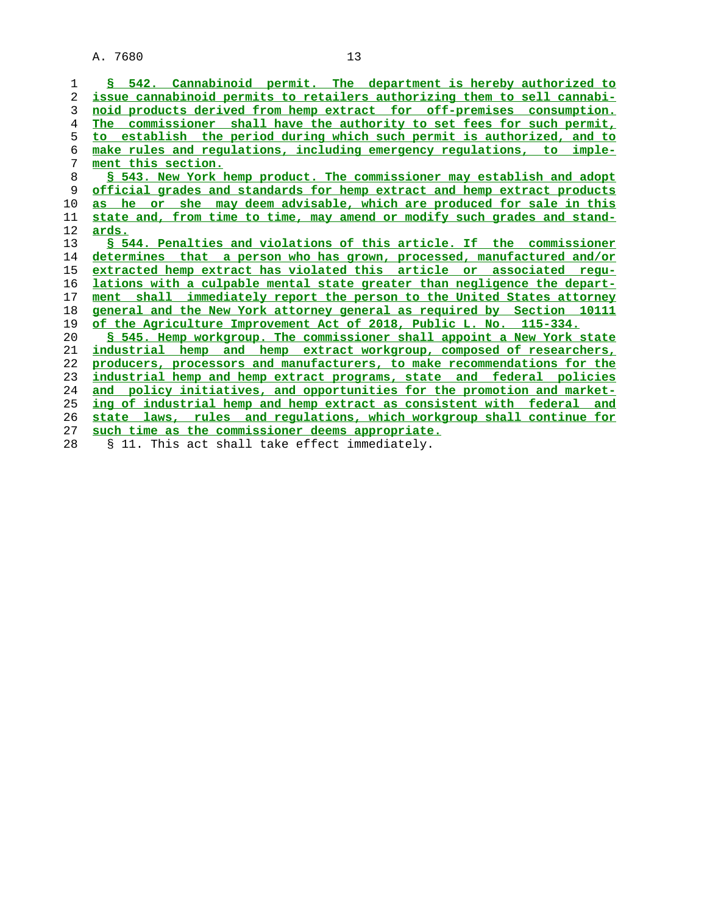§ 542. Cannabinoid permit. The department is hereby authorized to issue cannabinoid permits to retailers authorizing them to sell cannabinoid products derived from hemp extract for off-premises consumption. The commissioner shall have the authority to set fees for such permit, to establish the period during which such permit is authorized, and to make rules and regulations, including emergency regulations, to implement this section.

§ 543. New York hemp product. The commissioner may establish and adopt official grades and standards for hemp extract and hemp extract products as he or she may deem advisable, which are produced for sale in this state and, from time to time, may amend or modify such grades and standards.

§ 544. Penalties and violations of this article. If the commissioner determines that a person who has grown, processed, manufactured and/or extracted hemp extract has violated this article or associated regulations with a culpable mental state greater than negligence the department shall immediately report the person to the United States attorney general and the New York attorney general as required by Section 10111 of the Agriculture Improvement Act of 2018, Public L. No. 115-334.

§ 545. Hemp workgroup. The commissioner shall appoint a New York state industrial hemp and hemp extract workgroup, composed of researchers, producers, processors and manufacturers, to make recommendations for the industrial hemp and hemp extract programs, state and federal policies and policy initiatives, and opportunities for the promotion and marketing of industrial hemp and hemp extract as consistent with federal and state laws, rules and regulations, which workgroup shall continue for such time as the commissioner deems appropriate.

§ 11. This act shall take effect immediately.